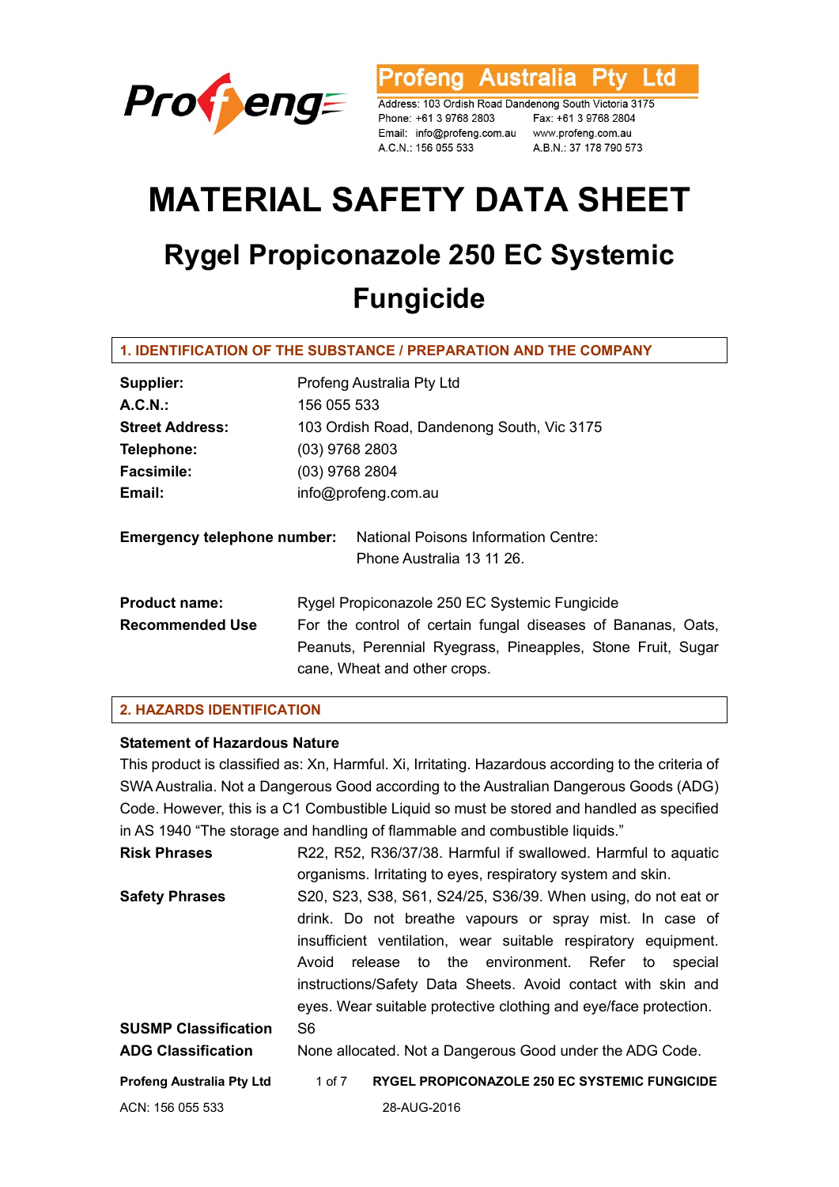Profeng Australia Pty Ltd

Address: 103 Ordish Road Dandenong South Victoria 3175
Phone: +61 3 9768 2803 Fax: +61 3 9768 2804
Email: info@profeng.com.au www.profeng.com.au
A.C.N.: 156 055 533 A.B.N.: 37 178 790 573

# MATERIAL SAFETY DATA SHEET

## Rygel Propiconazole 250 EC Systemic Fungicide

### 1. IDENTIFICATION OF THE SUBSTANCE / PREPARATION AND THE COMPANY

| | |
|---|---|
| **Supplier:** | Profeng Australia Pty Ltd |
| **A.C.N.:** | 156 055 533 |
| **Street Address:** | 103 Ordish Road, Dandenong South, Vic 3175 |
| **Telephone:** | (03) 9768 2803 |
| **Facsimile:** | (03) 9768 2804 |
| **Email:** | info@profeng.com.au |

**Emergency telephone number:** National Poisons Information Centre: Phone Australia 13 11 26.

| | |
|---|---|
| **Product name:** | Rygel Propiconazole 250 EC Systemic Fungicide |
| **Recommended Use** | For the control of certain fungal diseases of Bananas, Oats, Peanuts, Perennial Ryegrass, Pineapples, Stone Fruit, Sugar cane, Wheat and other crops. |

### 2. HAZARDS IDENTIFICATION

**Statement of Hazardous Nature**

This product is classified as: Xn, Harmful. Xi, Irritating. Hazardous according to the criteria of SWA Australia. Not a Dangerous Good according to the Australian Dangerous Goods (ADG) Code. However, this is a C1 Combustible Liquid so must be stored and handled as specified in AS 1940 "The storage and handling of flammable and combustible liquids."

| | |
|---|---|
| **Risk Phrases** | R22, R52, R36/37/38. Harmful if swallowed. Harmful to aquatic organisms. Irritating to eyes, respiratory system and skin. |
| **Safety Phrases** | S20, S23, S38, S61, S24/25, S36/39. When using, do not eat or drink. Do not breathe vapours or spray mist. In case of insufficient ventilation, wear suitable respiratory equipment. Avoid release to the environment. Refer to special instructions/Safety Data Sheets. Avoid contact with skin and eyes. Wear suitable protective clothing and eye/face protection. |
| **SUSMP Classification** | S6 |
| **ADG Classification** | None allocated. Not a Dangerous Good under the ADG Code. |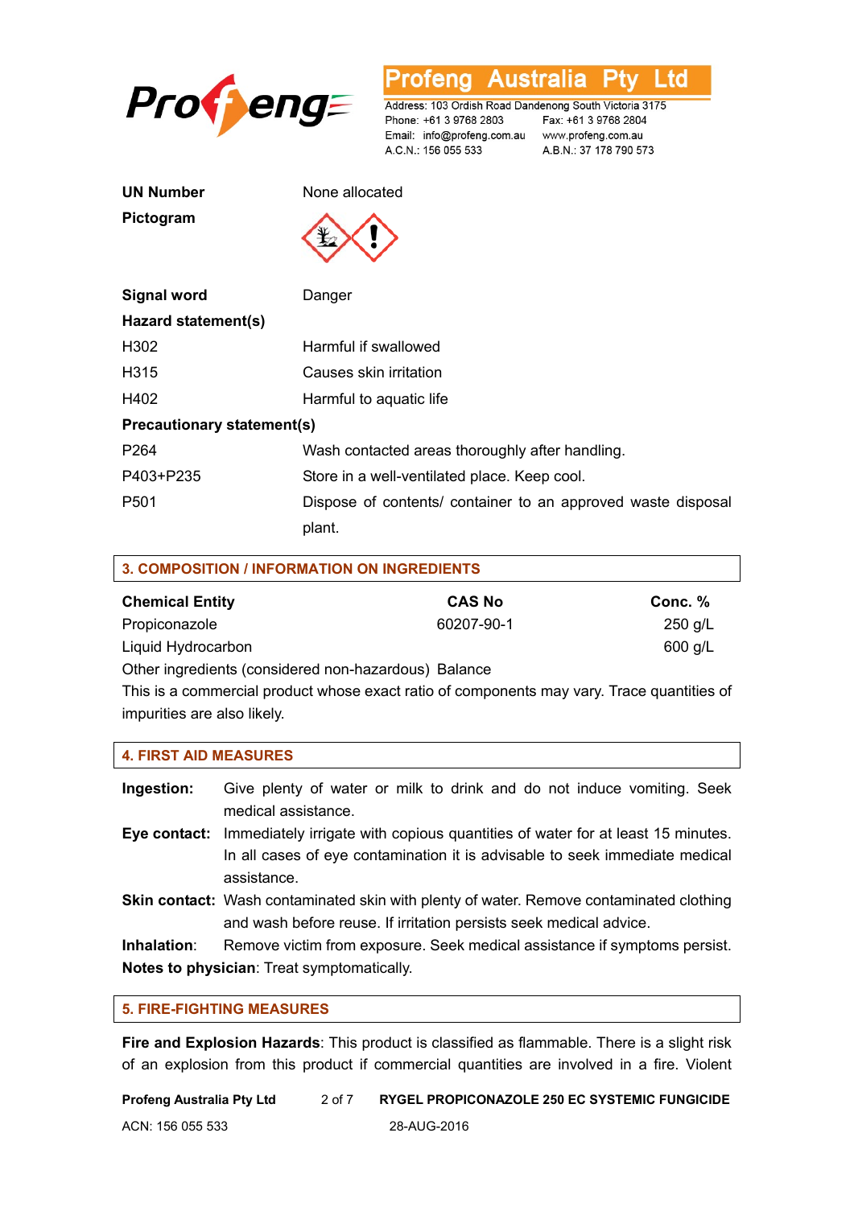**Profeng Australia Pty Ltd**

Address: 103 Ordish Road Dandenong South Victoria 3175
Phone: +61 3 9768 2803 Fax: +61 3 9768 2804
Email: info@profeng.com.au www.profeng.com.au
A.C.N.: 156 055 533 A.B.N.: 37 178 790 573

| | |
|---|---|
| **UN Number** | None allocated |
| **Pictogram** | |
| **Signal word** | Danger |

**Hazard statement(s)**

| | |
|---|---|
| H302 | Harmful if swallowed |
| H315 | Causes skin irritation |
| H402 | Harmful to aquatic life |

**Precautionary statement(s)**

| | |
|---|---|
| P264 | Wash contacted areas thoroughly after handling. |
| P403+P235 | Store in a well-ventilated place. Keep cool. |
| P501 | Dispose of contents/ container to an approved waste disposal plant. |

## 3. COMPOSITION / INFORMATION ON INGREDIENTS

| Chemical Entity | CAS No | Conc. % |
|---|---|---|
| Propiconazole | 60207-90-1 | 250 g/L |
| Liquid Hydrocarbon | | 600 g/L |
| Other ingredients (considered non-hazardous) | | Balance |

This is a commercial product whose exact ratio of components may vary. Trace quantities of impurities are also likely.

## 4. FIRST AID MEASURES

**Ingestion:** Give plenty of water or milk to drink and do not induce vomiting. Seek medical assistance.

**Eye contact:** Immediately irrigate with copious quantities of water for at least 15 minutes. In all cases of eye contamination it is advisable to seek immediate medical assistance.

**Skin contact:** Wash contaminated skin with plenty of water. Remove contaminated clothing and wash before reuse. If irritation persists seek medical advice.

**Inhalation**: Remove victim from exposure. Seek medical assistance if symptoms persist.

**Notes to physician**: Treat symptomatically.

## 5. FIRE-FIGHTING MEASURES

**Fire and Explosion Hazards**: This product is classified as flammable. There is a slight risk of an explosion from this product if commercial quantities are involved in a fire. Violent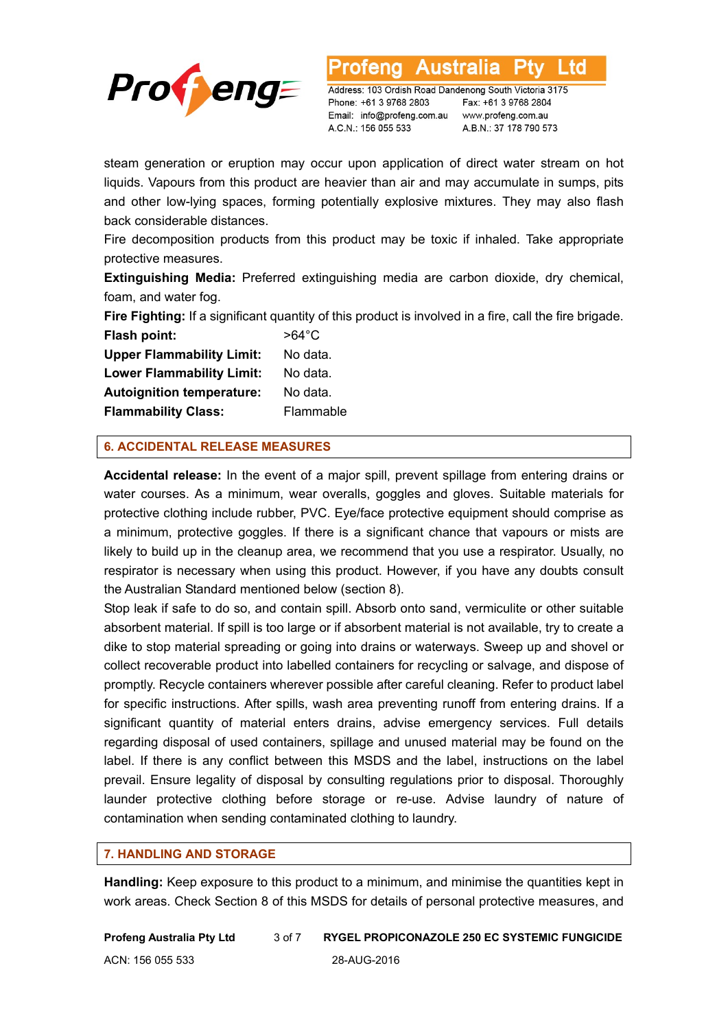steam generation or eruption may occur upon application of direct water stream on hot liquids. Vapours from this product are heavier than air and may accumulate in sumps, pits and other low-lying spaces, forming potentially explosive mixtures. They may also flash back considerable distances.

Fire decomposition products from this product may be toxic if inhaled. Take appropriate protective measures.

**Extinguishing Media:** Preferred extinguishing media are carbon dioxide, dry chemical, foam, and water fog.

**Fire Fighting:** If a significant quantity of this product is involved in a fire, call the fire brigade.

| | |
|---|---|
| **Flash point:** | >64°C |
| **Upper Flammability Limit:** | No data. |
| **Lower Flammability Limit:** | No data. |
| **Autoignition temperature:** | No data. |
| **Flammability Class:** | Flammable |

## 6. ACCIDENTAL RELEASE MEASURES

**Accidental release:** In the event of a major spill, prevent spillage from entering drains or water courses. As a minimum, wear overalls, goggles and gloves. Suitable materials for protective clothing include rubber, PVC. Eye/face protective equipment should comprise as a minimum, protective goggles. If there is a significant chance that vapours or mists are likely to build up in the cleanup area, we recommend that you use a respirator. Usually, no respirator is necessary when using this product. However, if you have any doubts consult the Australian Standard mentioned below (section 8).

Stop leak if safe to do so, and contain spill. Absorb onto sand, vermiculite or other suitable absorbent material. If spill is too large or if absorbent material is not available, try to create a dike to stop material spreading or going into drains or waterways. Sweep up and shovel or collect recoverable product into labelled containers for recycling or salvage, and dispose of promptly. Recycle containers wherever possible after careful cleaning. Refer to product label for specific instructions. After spills, wash area preventing runoff from entering drains. If a significant quantity of material enters drains, advise emergency services. Full details regarding disposal of used containers, spillage and unused material may be found on the label. If there is any conflict between this MSDS and the label, instructions on the label prevail. Ensure legality of disposal by consulting regulations prior to disposal. Thoroughly launder protective clothing before storage or re-use. Advise laundry of nature of contamination when sending contaminated clothing to laundry.

## 7. HANDLING AND STORAGE

**Handling:** Keep exposure to this product to a minimum, and minimise the quantities kept in work areas. Check Section 8 of this MSDS for details of personal protective measures, and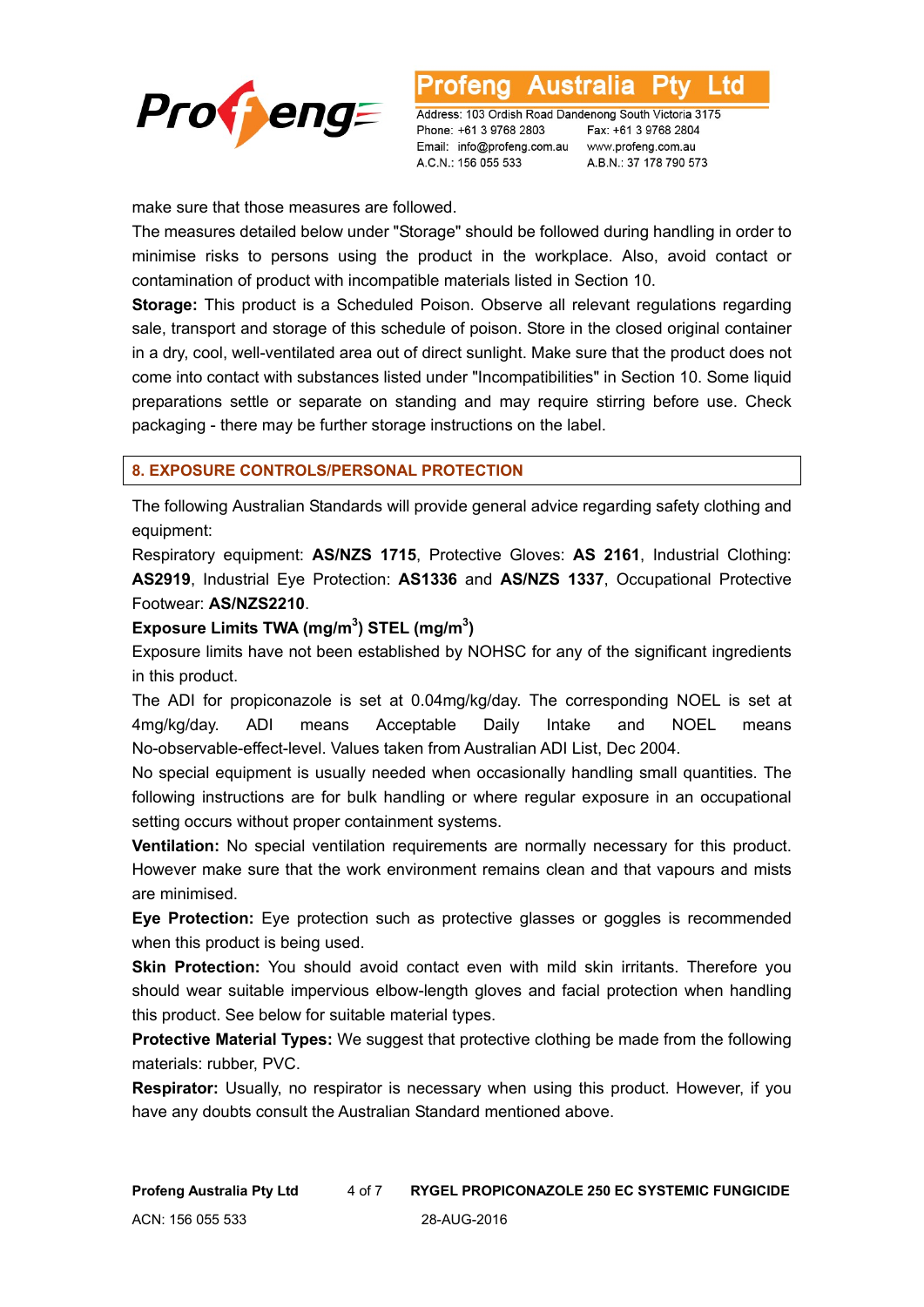make sure that those measures are followed.

The measures detailed below under "Storage" should be followed during handling in order to minimise risks to persons using the product in the workplace. Also, avoid contact or contamination of product with incompatible materials listed in Section 10.

**Storage:** This product is a Scheduled Poison. Observe all relevant regulations regarding sale, transport and storage of this schedule of poison. Store in the closed original container in a dry, cool, well-ventilated area out of direct sunlight. Make sure that the product does not come into contact with substances listed under "Incompatibilities" in Section 10. Some liquid preparations settle or separate on standing and may require stirring before use. Check packaging - there may be further storage instructions on the label.

## 8. EXPOSURE CONTROLS/PERSONAL PROTECTION

The following Australian Standards will provide general advice regarding safety clothing and equipment:

Respiratory equipment: **AS/NZS 1715**, Protective Gloves: **AS 2161**, Industrial Clothing: **AS2919**, Industrial Eye Protection: **AS1336** and **AS/NZS 1337**, Occupational Protective Footwear: **AS/NZS2210**.

**Exposure Limits TWA (mg/m$^3$) STEL (mg/m$^3$)**

Exposure limits have not been established by NOHSC for any of the significant ingredients in this product.

The ADI for propiconazole is set at 0.04mg/kg/day. The corresponding NOEL is set at 4mg/kg/day. ADI means Acceptable Daily Intake and NOEL means No-observable-effect-level. Values taken from Australian ADI List, Dec 2004.

No special equipment is usually needed when occasionally handling small quantities. The following instructions are for bulk handling or where regular exposure in an occupational setting occurs without proper containment systems.

**Ventilation:** No special ventilation requirements are normally necessary for this product. However make sure that the work environment remains clean and that vapours and mists are minimised.

**Eye Protection:** Eye protection such as protective glasses or goggles is recommended when this product is being used.

**Skin Protection:** You should avoid contact even with mild skin irritants. Therefore you should wear suitable impervious elbow-length gloves and facial protection when handling this product. See below for suitable material types.

**Protective Material Types:** We suggest that protective clothing be made from the following materials: rubber, PVC.

**Respirator:** Usually, no respirator is necessary when using this product. However, if you have any doubts consult the Australian Standard mentioned above.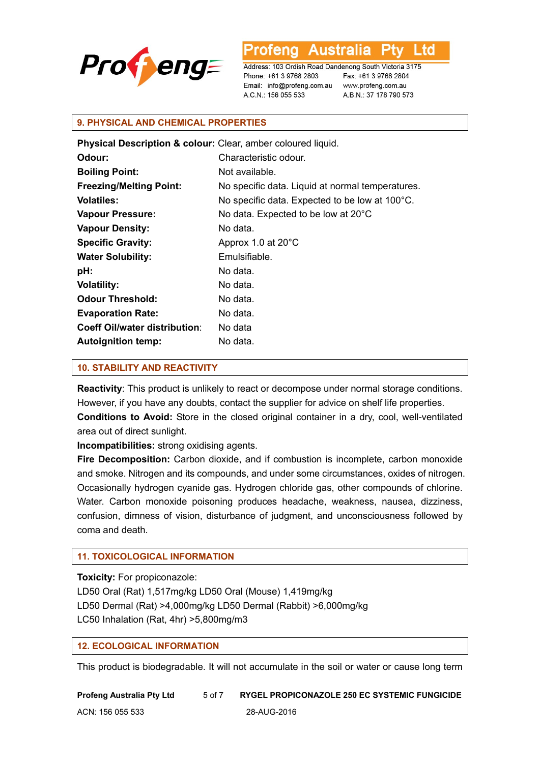## 9. PHYSICAL AND CHEMICAL PROPERTIES

**Physical Description & colour:** Clear, amber coloured liquid.
**Odour:** Characteristic odour.
**Boiling Point:** Not available.
**Freezing/Melting Point:** No specific data. Liquid at normal temperatures.
**Volatiles:** No specific data. Expected to be low at 100°C.
**Vapour Pressure:** No data. Expected to be low at 20°C
**Vapour Density:** No data.
**Specific Gravity:** Approx 1.0 at 20°C
**Water Solubility:** Emulsifiable.
**pH:** No data.
**Volatility:** No data.
**Odour Threshold:** No data.
**Evaporation Rate:** No data.
**Coeff Oil/water distribution:** No data
**Autoignition temp:** No data.

## 10. STABILITY AND REACTIVITY

**Reactivity**: This product is unlikely to react or decompose under normal storage conditions. However, if you have any doubts, contact the supplier for advice on shelf life properties.
**Conditions to Avoid:** Store in the closed original container in a dry, cool, well-ventilated area out of direct sunlight.
**Incompatibilities:** strong oxidising agents.
**Fire Decomposition:** Carbon dioxide, and if combustion is incomplete, carbon monoxide and smoke. Nitrogen and its compounds, and under some circumstances, oxides of nitrogen. Occasionally hydrogen cyanide gas. Hydrogen chloride gas, other compounds of chlorine. Water. Carbon monoxide poisoning produces headache, weakness, nausea, dizziness, confusion, dimness of vision, disturbance of judgment, and unconsciousness followed by coma and death.

## 11. TOXICOLOGICAL INFORMATION

**Toxicity:** For propiconazole:
LD50 Oral (Rat) 1,517mg/kg LD50 Oral (Mouse) 1,419mg/kg
LD50 Dermal (Rat) >4,000mg/kg LD50 Dermal (Rabbit) >6,000mg/kg
LC50 Inhalation (Rat, 4hr) >5,800mg/m3

## 12. ECOLOGICAL INFORMATION

This product is biodegradable. It will not accumulate in the soil or water or cause long term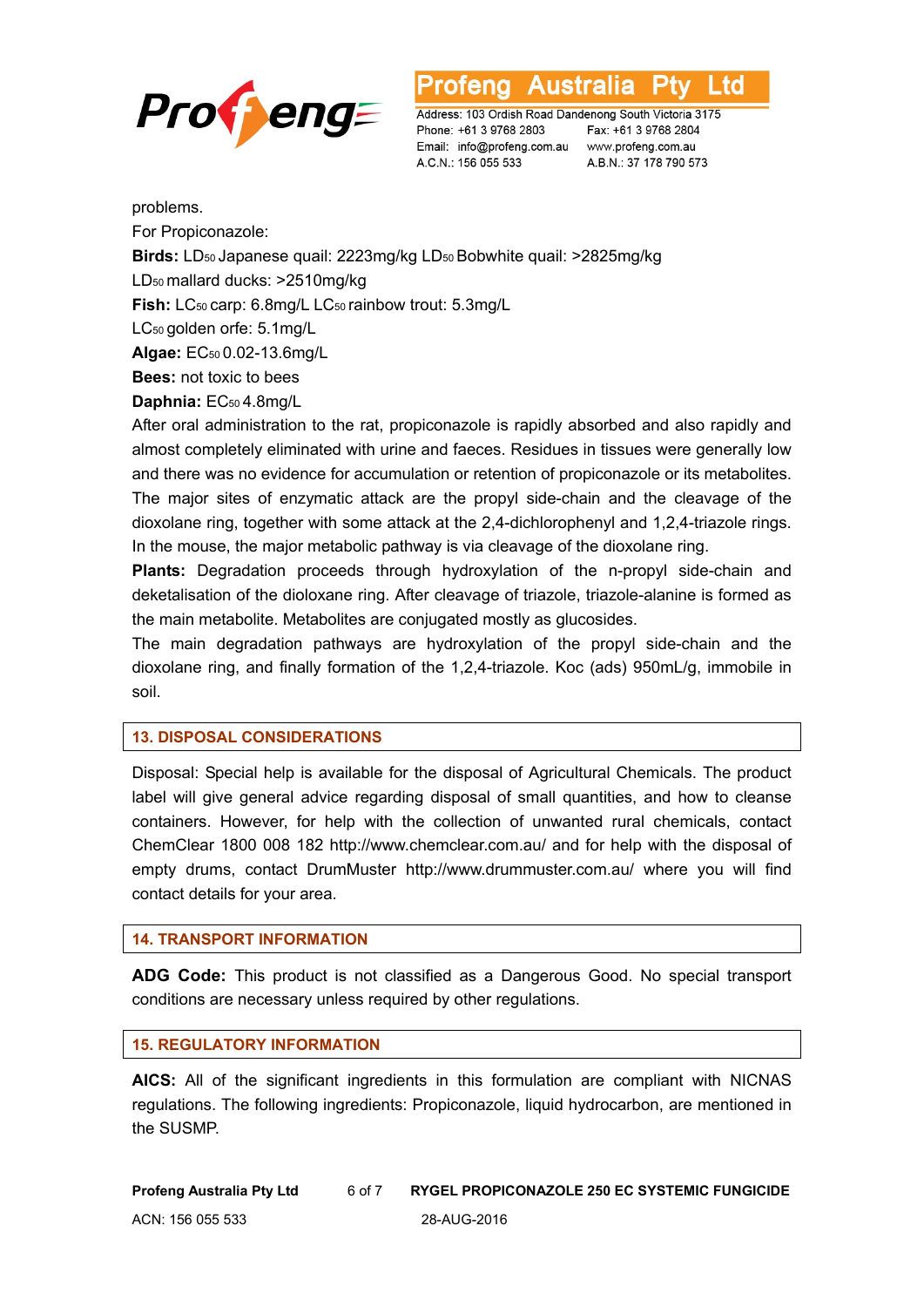problems.

For Propiconazole:

**Birds:** $LD_{50}$ Japanese quail: 2223mg/kg $LD_{50}$ Bobwhite quail: >2825mg/kg

$LD_{50}$ mallard ducks: >2510mg/kg

**Fish:** $LC_{50}$ carp: 6.8mg/L $LC_{50}$ rainbow trout: 5.3mg/L

$LC_{50}$ golden orfe: 5.1mg/L

**Algae:** $EC_{50}$ 0.02-13.6mg/L

**Bees:** not toxic to bees

**Daphnia:** $EC_{50}$ 4.8mg/L

After oral administration to the rat, propiconazole is rapidly absorbed and also rapidly and almost completely eliminated with urine and faeces. Residues in tissues were generally low and there was no evidence for accumulation or retention of propiconazole or its metabolites. The major sites of enzymatic attack are the propyl side-chain and the cleavage of the dioxolane ring, together with some attack at the 2,4-dichlorophenyl and 1,2,4-triazole rings. In the mouse, the major metabolic pathway is via cleavage of the dioxolane ring.

**Plants:** Degradation proceeds through hydroxylation of the n-propyl side-chain and deketalisation of the dioloxane ring. After cleavage of triazole, triazole-alanine is formed as the main metabolite. Metabolites are conjugated mostly as glucosides.

The main degradation pathways are hydroxylation of the propyl side-chain and the dioxolane ring, and finally formation of the 1,2,4-triazole. Koc (ads) 950mL/g, immobile in soil.

## 13. DISPOSAL CONSIDERATIONS

Disposal: Special help is available for the disposal of Agricultural Chemicals. The product label will give general advice regarding disposal of small quantities, and how to cleanse containers. However, for help with the collection of unwanted rural chemicals, contact ChemClear 1800 008 182 http://www.chemclear.com.au/ and for help with the disposal of empty drums, contact DrumMuster http://www.drummuster.com.au/ where you will find contact details for your area.

## 14. TRANSPORT INFORMATION

**ADG Code:** This product is not classified as a Dangerous Good. No special transport conditions are necessary unless required by other regulations.

## 15. REGULATORY INFORMATION

**AICS:** All of the significant ingredients in this formulation are compliant with NICNAS regulations. The following ingredients: Propiconazole, liquid hydrocarbon, are mentioned in the SUSMP.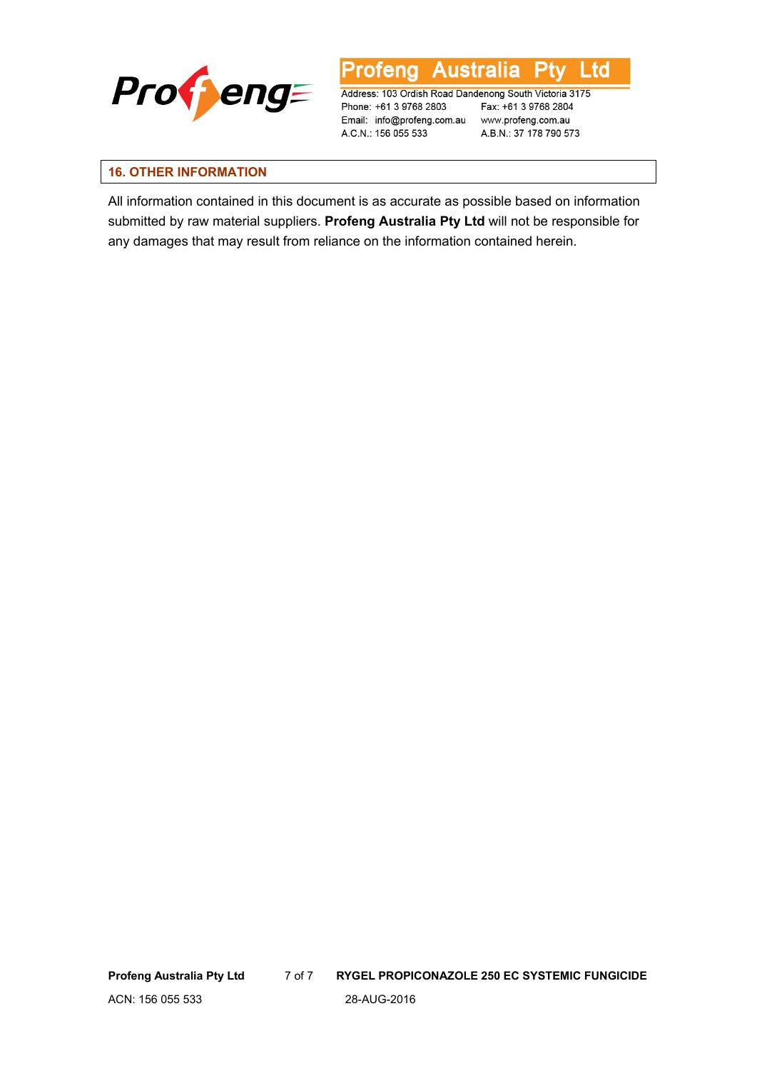## 16. OTHER INFORMATION

All information contained in this document is as accurate as possible based on information submitted by raw material suppliers. **Profeng Australia Pty Ltd** will not be responsible for any damages that may result from reliance on the information contained herein.